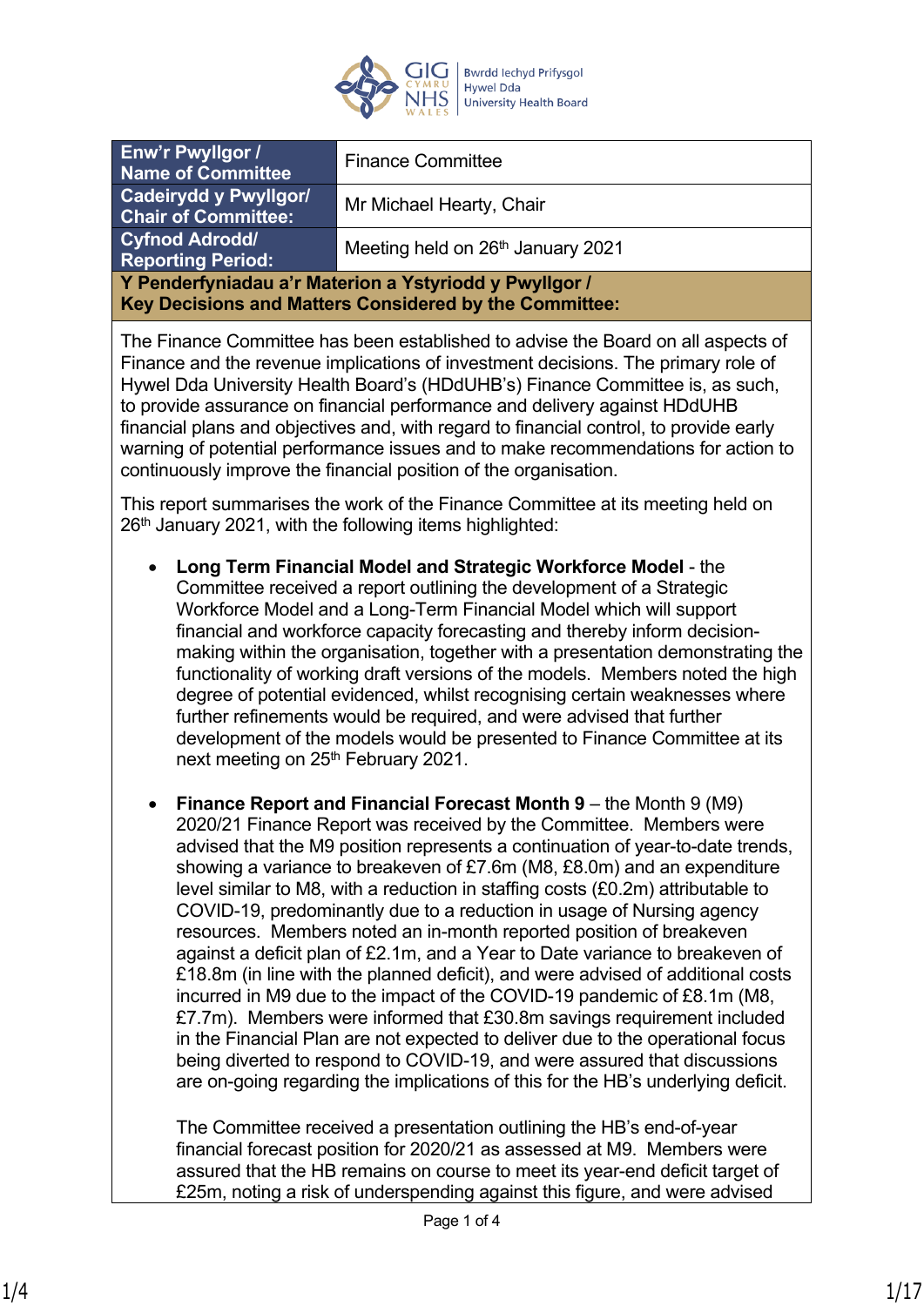| Enw'r Pwyllgor / Name of Committee | Finance Committee |
|---|---|
| Cadeirydd y Pwyllgor/ Chair of Committee: | Mr Michael Hearty, Chair |
| Cyfnod Adrodd/ Reporting Period: | Meeting held on 26th January 2021 |

**Y Penderfyniadau a'r Materion a Ystyriodd y Pwyllgor / Key Decisions and Matters Considered by the Committee:**

The Finance Committee has been established to advise the Board on all aspects of Finance and the revenue implications of investment decisions. The primary role of Hywel Dda University Health Board's (HDdUHB's) Finance Committee is, as such, to provide assurance on financial performance and delivery against HDdUHB financial plans and objectives and, with regard to financial control, to provide early warning of potential performance issues and to make recommendations for action to continuously improve the financial position of the organisation.

This report summarises the work of the Finance Committee at its meeting held on 26th January 2021, with the following items highlighted:

- **Long Term Financial Model and Strategic Workforce Model** - the Committee received a report outlining the development of a Strategic Workforce Model and a Long-Term Financial Model which will support financial and workforce capacity forecasting and thereby inform decision-making within the organisation, together with a presentation demonstrating the functionality of working draft versions of the models. Members noted the high degree of potential evidenced, whilst recognising certain weaknesses where further refinements would be required, and were advised that further development of the models would be presented to Finance Committee at its next meeting on 25th February 2021.

- **Finance Report and Financial Forecast Month 9** – the Month 9 (M9) 2020/21 Finance Report was received by the Committee. Members were advised that the M9 position represents a continuation of year-to-date trends, showing a variance to breakeven of £7.6m (M8, £8.0m) and an expenditure level similar to M8, with a reduction in staffing costs (£0.2m) attributable to COVID-19, predominantly due to a reduction in usage of Nursing agency resources. Members noted an in-month reported position of breakeven against a deficit plan of £2.1m, and a Year to Date variance to breakeven of £18.8m (in line with the planned deficit), and were advised of additional costs incurred in M9 due to the impact of the COVID-19 pandemic of £8.1m (M8, £7.7m). Members were informed that £30.8m savings requirement included in the Financial Plan are not expected to deliver due to the operational focus being diverted to respond to COVID-19, and were assured that discussions are on-going regarding the implications of this for the HB's underlying deficit.

  The Committee received a presentation outlining the HB's end-of-year financial forecast position for 2020/21 as assessed at M9. Members were assured that the HB remains on course to meet its year-end deficit target of £25m, noting a risk of underspending against this figure, and were advised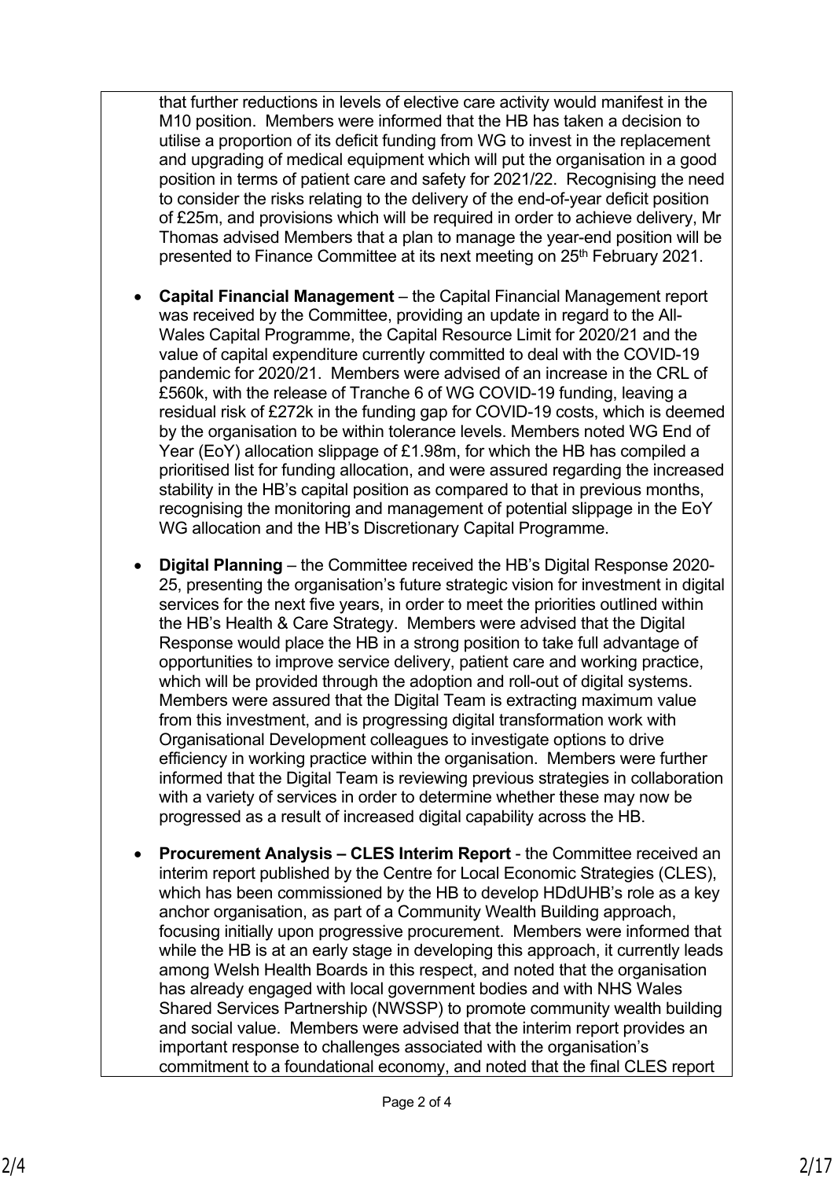that further reductions in levels of elective care activity would manifest in the M10 position. Members were informed that the HB has taken a decision to utilise a proportion of its deficit funding from WG to invest in the replacement and upgrading of medical equipment which will put the organisation in a good position in terms of patient care and safety for 2021/22. Recognising the need to consider the risks relating to the delivery of the end-of-year deficit position of £25m, and provisions which will be required in order to achieve delivery, Mr Thomas advised Members that a plan to manage the year-end position will be presented to Finance Committee at its next meeting on 25th February 2021.

- **Capital Financial Management** – the Capital Financial Management report was received by the Committee, providing an update in regard to the All-Wales Capital Programme, the Capital Resource Limit for 2020/21 and the value of capital expenditure currently committed to deal with the COVID-19 pandemic for 2020/21. Members were advised of an increase in the CRL of £560k, with the release of Tranche 6 of WG COVID-19 funding, leaving a residual risk of £272k in the funding gap for COVID-19 costs, which is deemed by the organisation to be within tolerance levels. Members noted WG End of Year (EoY) allocation slippage of £1.98m, for which the HB has compiled a prioritised list for funding allocation, and were assured regarding the increased stability in the HB's capital position as compared to that in previous months, recognising the monitoring and management of potential slippage in the EoY WG allocation and the HB's Discretionary Capital Programme.

- **Digital Planning** – the Committee received the HB's Digital Response 2020-25, presenting the organisation's future strategic vision for investment in digital services for the next five years, in order to meet the priorities outlined within the HB's Health & Care Strategy. Members were advised that the Digital Response would place the HB in a strong position to take full advantage of opportunities to improve service delivery, patient care and working practice, which will be provided through the adoption and roll-out of digital systems. Members were assured that the Digital Team is extracting maximum value from this investment, and is progressing digital transformation work with Organisational Development colleagues to investigate options to drive efficiency in working practice within the organisation. Members were further informed that the Digital Team is reviewing previous strategies in collaboration with a variety of services in order to determine whether these may now be progressed as a result of increased digital capability across the HB.

- **Procurement Analysis – CLES Interim Report** - the Committee received an interim report published by the Centre for Local Economic Strategies (CLES), which has been commissioned by the HB to develop HDdUHB's role as a key anchor organisation, as part of a Community Wealth Building approach, focusing initially upon progressive procurement. Members were informed that while the HB is at an early stage in developing this approach, it currently leads among Welsh Health Boards in this respect, and noted that the organisation has already engaged with local government bodies and with NHS Wales Shared Services Partnership (NWSSP) to promote community wealth building and social value. Members were advised that the interim report provides an important response to challenges associated with the organisation's commitment to a foundational economy, and noted that the final CLES report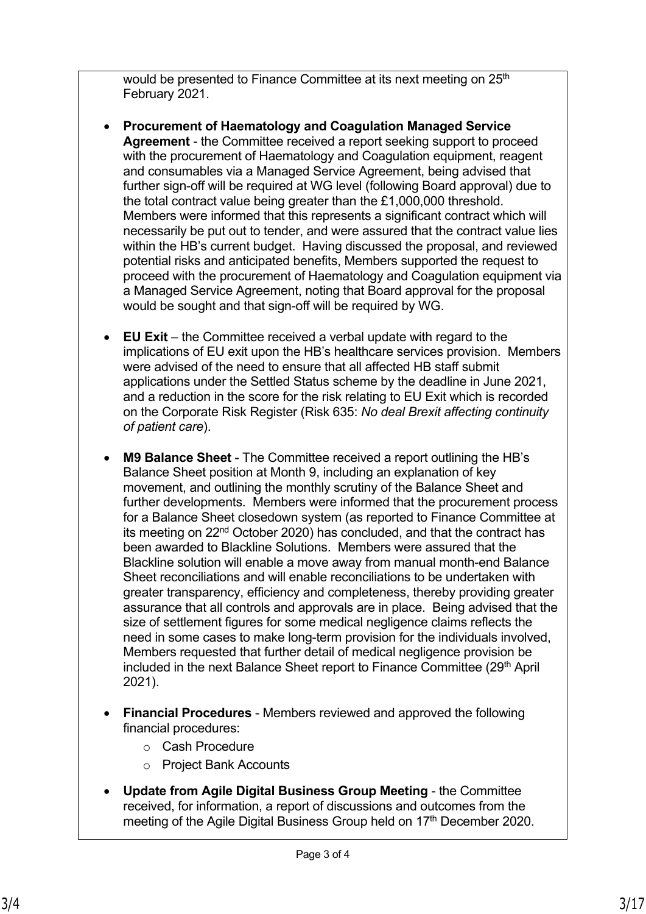would be presented to Finance Committee at its next meeting on 25th February 2021.

- **Procurement of Haematology and Coagulation Managed Service Agreement** - the Committee received a report seeking support to proceed with the procurement of Haematology and Coagulation equipment, reagent and consumables via a Managed Service Agreement, being advised that further sign-off will be required at WG level (following Board approval) due to the total contract value being greater than the £1,000,000 threshold. Members were informed that this represents a significant contract which will necessarily be put out to tender, and were assured that the contract value lies within the HB's current budget. Having discussed the proposal, and reviewed potential risks and anticipated benefits, Members supported the request to proceed with the procurement of Haematology and Coagulation equipment via a Managed Service Agreement, noting that Board approval for the proposal would be sought and that sign-off will be required by WG.

- **EU Exit** – the Committee received a verbal update with regard to the implications of EU exit upon the HB's healthcare services provision. Members were advised of the need to ensure that all affected HB staff submit applications under the Settled Status scheme by the deadline in June 2021, and a reduction in the score for the risk relating to EU Exit which is recorded on the Corporate Risk Register (Risk 635: *No deal Brexit affecting continuity of patient care*).

- **M9 Balance Sheet** - The Committee received a report outlining the HB's Balance Sheet position at Month 9, including an explanation of key movement, and outlining the monthly scrutiny of the Balance Sheet and further developments. Members were informed that the procurement process for a Balance Sheet closedown system (as reported to Finance Committee at its meeting on 22nd October 2020) has concluded, and that the contract has been awarded to Blackline Solutions. Members were assured that the Blackline solution will enable a move away from manual month-end Balance Sheet reconciliations and will enable reconciliations to be undertaken with greater transparency, efficiency and completeness, thereby providing greater assurance that all controls and approvals are in place. Being advised that the size of settlement figures for some medical negligence claims reflects the need in some cases to make long-term provision for the individuals involved, Members requested that further detail of medical negligence provision be included in the next Balance Sheet report to Finance Committee (29th April 2021).

- **Financial Procedures** - Members reviewed and approved the following financial procedures:
  - Cash Procedure
  - Project Bank Accounts

- **Update from Agile Digital Business Group Meeting** - the Committee received, for information, a report of discussions and outcomes from the meeting of the Agile Digital Business Group held on 17th December 2020.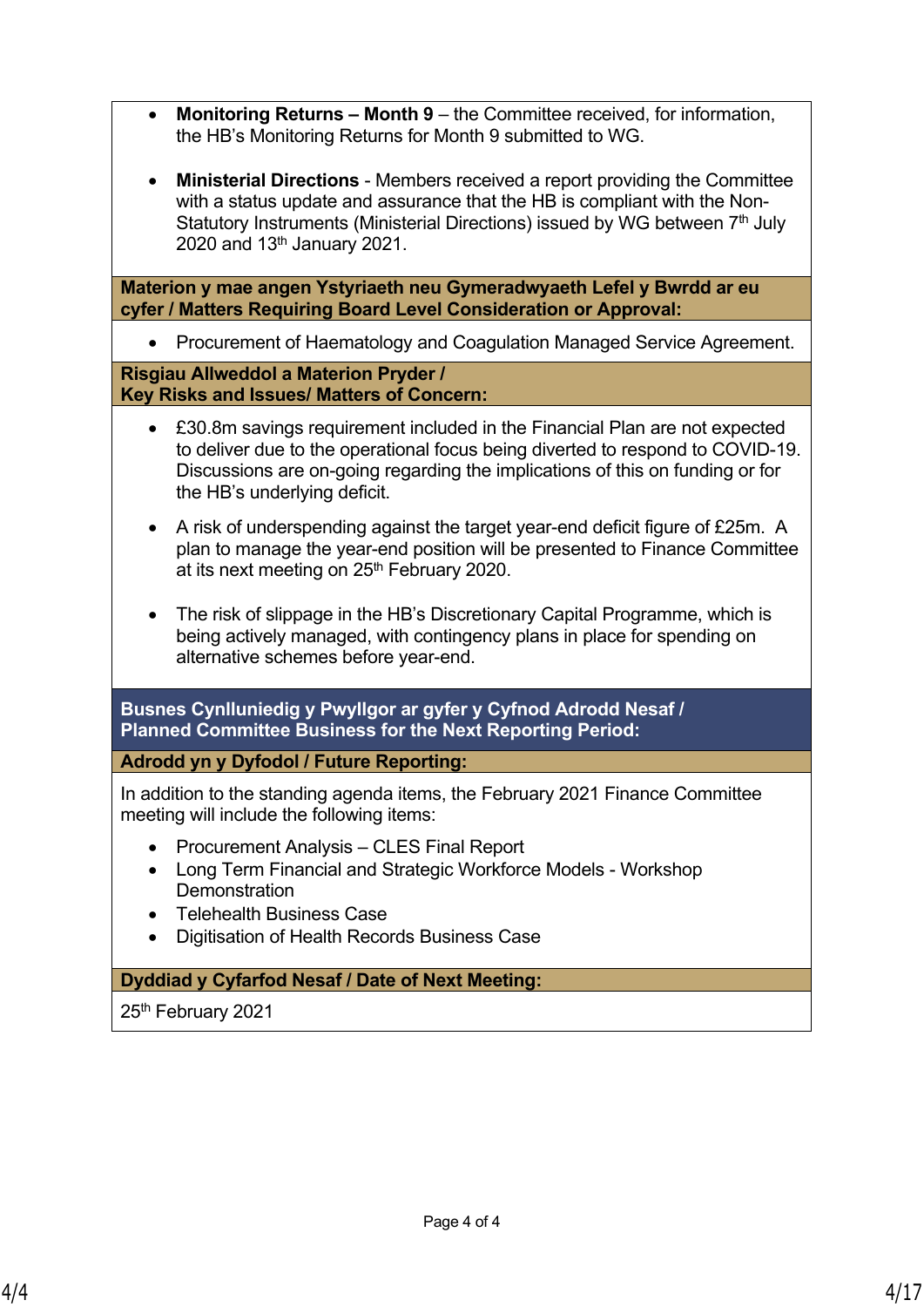- **Monitoring Returns – Month 9** – the Committee received, for information, the HB's Monitoring Returns for Month 9 submitted to WG.

- **Ministerial Directions** - Members received a report providing the Committee with a status update and assurance that the HB is compliant with the Non-Statutory Instruments (Ministerial Directions) issued by WG between 7th July 2020 and 13th January 2021.

**Materion y mae angen Ystyriaeth neu Gymeradwyaeth Lefel y Bwrdd ar eu cyfer / Matters Requiring Board Level Consideration or Approval:**

- Procurement of Haematology and Coagulation Managed Service Agreement.

**Risgiau Allweddol a Materion Pryder / Key Risks and Issues/ Matters of Concern:**

- £30.8m savings requirement included in the Financial Plan are not expected to deliver due to the operational focus being diverted to respond to COVID-19. Discussions are on-going regarding the implications of this on funding or for the HB's underlying deficit.

- A risk of underspending against the target year-end deficit figure of £25m. A plan to manage the year-end position will be presented to Finance Committee at its next meeting on 25th February 2020.

- The risk of slippage in the HB's Discretionary Capital Programme, which is being actively managed, with contingency plans in place for spending on alternative schemes before year-end.

## Busnes Cynlluniedig y Pwyllgor ar gyfer y Cyfnod Adrodd Nesaf / Planned Committee Business for the Next Reporting Period:

**Adrodd yn y Dyfodol / Future Reporting:**

In addition to the standing agenda items, the February 2021 Finance Committee meeting will include the following items:

- Procurement Analysis – CLES Final Report
- Long Term Financial and Strategic Workforce Models - Workshop Demonstration
- Telehealth Business Case
- Digitisation of Health Records Business Case

**Dyddiad y Cyfarfod Nesaf / Date of Next Meeting:**

25th February 2021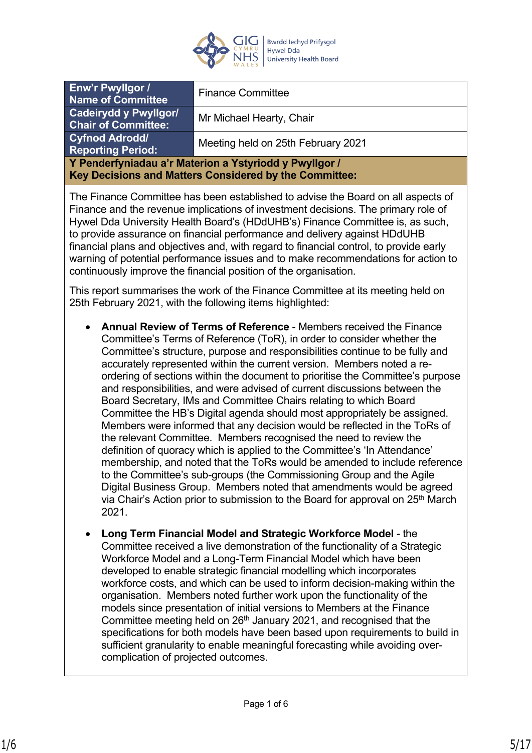| Enw'r Pwyllgor / Name of Committee | Finance Committee |
|---|---|
| Cadeirydd y Pwyllgor/ Chair of Committee: | Mr Michael Hearty, Chair |
| Cyfnod Adrodd/ Reporting Period: | Meeting held on 25th February 2021 |

**Y Penderfyniadau a'r Materion a Ystyriodd y Pwyllgor / Key Decisions and Matters Considered by the Committee:**

The Finance Committee has been established to advise the Board on all aspects of Finance and the revenue implications of investment decisions. The primary role of Hywel Dda University Health Board's (HDdUHB's) Finance Committee is, as such, to provide assurance on financial performance and delivery against HDdUHB financial plans and objectives and, with regard to financial control, to provide early warning of potential performance issues and to make recommendations for action to continuously improve the financial position of the organisation.

This report summarises the work of the Finance Committee at its meeting held on 25th February 2021, with the following items highlighted:

- **Annual Review of Terms of Reference** - Members received the Finance Committee's Terms of Reference (ToR), in order to consider whether the Committee's structure, purpose and responsibilities continue to be fully and accurately represented within the current version. Members noted a re-ordering of sections within the document to prioritise the Committee's purpose and responsibilities, and were advised of current discussions between the Board Secretary, IMs and Committee Chairs relating to which Board Committee the HB's Digital agenda should most appropriately be assigned. Members were informed that any decision would be reflected in the ToRs of the relevant Committee. Members recognised the need to review the definition of quoracy which is applied to the Committee's 'In Attendance' membership, and noted that the ToRs would be amended to include reference to the Committee's sub-groups (the Commissioning Group and the Agile Digital Business Group. Members noted that amendments would be agreed via Chair's Action prior to submission to the Board for approval on 25th March 2021.

- **Long Term Financial Model and Strategic Workforce Model** - the Committee received a live demonstration of the functionality of a Strategic Workforce Model and a Long-Term Financial Model which have been developed to enable strategic financial modelling which incorporates workforce costs, and which can be used to inform decision-making within the organisation. Members noted further work upon the functionality of the models since presentation of initial versions to Members at the Finance Committee meeting held on 26th January 2021, and recognised that the specifications for both models have been based upon requirements to build in sufficient granularity to enable meaningful forecasting while avoiding over-complication of projected outcomes.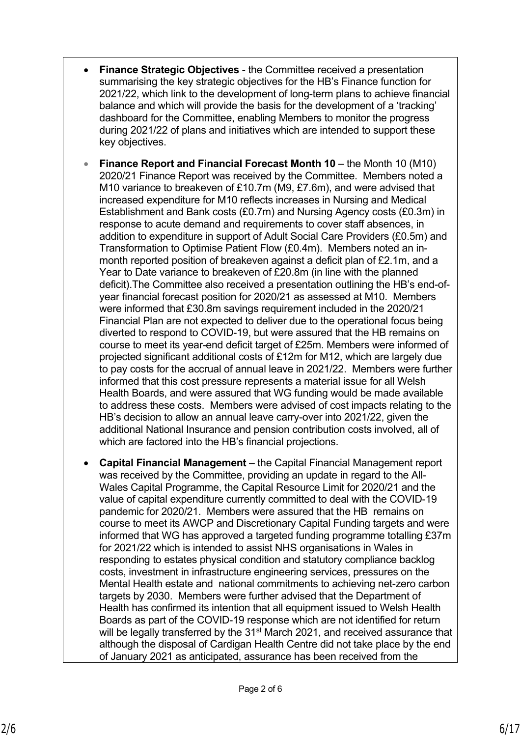- **Finance Strategic Objectives** - the Committee received a presentation summarising the key strategic objectives for the HB's Finance function for 2021/22, which link to the development of long-term plans to achieve financial balance and which will provide the basis for the development of a 'tracking' dashboard for the Committee, enabling Members to monitor the progress during 2021/22 of plans and initiatives which are intended to support these key objectives.

- **Finance Report and Financial Forecast Month 10** – the Month 10 (M10) 2020/21 Finance Report was received by the Committee. Members noted a M10 variance to breakeven of £10.7m (M9, £7.6m), and were advised that increased expenditure for M10 reflects increases in Nursing and Medical Establishment and Bank costs (£0.7m) and Nursing Agency costs (£0.3m) in response to acute demand and requirements to cover staff absences, in addition to expenditure in support of Adult Social Care Providers (£0.5m) and Transformation to Optimise Patient Flow (£0.4m). Members noted an in-month reported position of breakeven against a deficit plan of £2.1m, and a Year to Date variance to breakeven of £20.8m (in line with the planned deficit).The Committee also received a presentation outlining the HB's end-of-year financial forecast position for 2020/21 as assessed at M10. Members were informed that £30.8m savings requirement included in the 2020/21 Financial Plan are not expected to deliver due to the operational focus being diverted to respond to COVID-19, but were assured that the HB remains on course to meet its year-end deficit target of £25m. Members were informed of projected significant additional costs of £12m for M12, which are largely due to pay costs for the accrual of annual leave in 2021/22. Members were further informed that this cost pressure represents a material issue for all Welsh Health Boards, and were assured that WG funding would be made available to address these costs. Members were advised of cost impacts relating to the HB's decision to allow an annual leave carry-over into 2021/22, given the additional National Insurance and pension contribution costs involved, all of which are factored into the HB's financial projections.

- **Capital Financial Management** – the Capital Financial Management report was received by the Committee, providing an update in regard to the All-Wales Capital Programme, the Capital Resource Limit for 2020/21 and the value of capital expenditure currently committed to deal with the COVID-19 pandemic for 2020/21. Members were assured that the HB remains on course to meet its AWCP and Discretionary Capital Funding targets and were informed that WG has approved a targeted funding programme totalling £37m for 2021/22 which is intended to assist NHS organisations in Wales in responding to estates physical condition and statutory compliance backlog costs, investment in infrastructure engineering services, pressures on the Mental Health estate and national commitments to achieving net-zero carbon targets by 2030. Members were further advised that the Department of Health has confirmed its intention that all equipment issued to Welsh Health Boards as part of the COVID-19 response which are not identified for return will be legally transferred by the 31st March 2021, and received assurance that although the disposal of Cardigan Health Centre did not take place by the end of January 2021 as anticipated, assurance has been received from the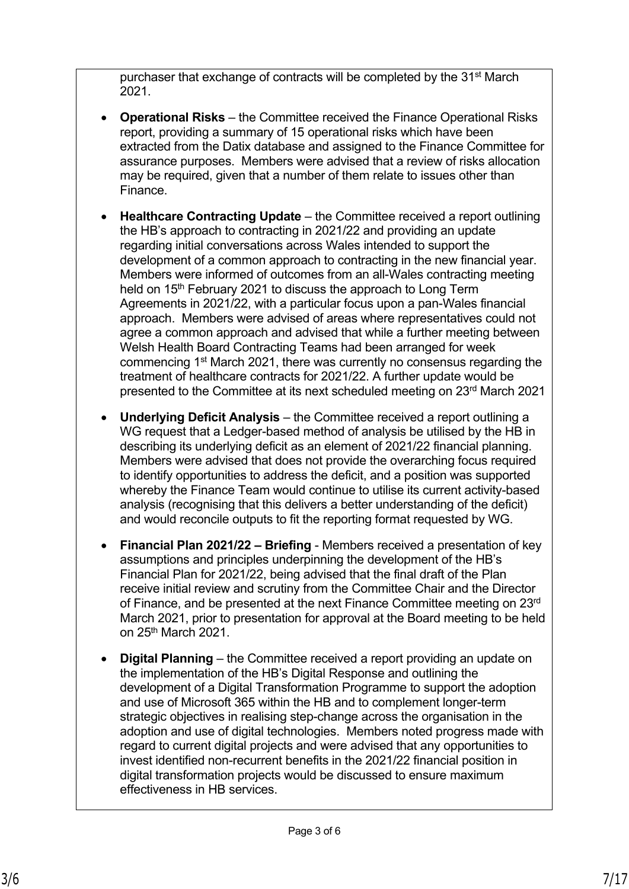purchaser that exchange of contracts will be completed by the 31st March 2021.

- **Operational Risks** – the Committee received the Finance Operational Risks report, providing a summary of 15 operational risks which have been extracted from the Datix database and assigned to the Finance Committee for assurance purposes. Members were advised that a review of risks allocation may be required, given that a number of them relate to issues other than Finance.

- **Healthcare Contracting Update** – the Committee received a report outlining the HB's approach to contracting in 2021/22 and providing an update regarding initial conversations across Wales intended to support the development of a common approach to contracting in the new financial year. Members were informed of outcomes from an all-Wales contracting meeting held on 15th February 2021 to discuss the approach to Long Term Agreements in 2021/22, with a particular focus upon a pan-Wales financial approach. Members were advised of areas where representatives could not agree a common approach and advised that while a further meeting between Welsh Health Board Contracting Teams had been arranged for week commencing 1st March 2021, there was currently no consensus regarding the treatment of healthcare contracts for 2021/22. A further update would be presented to the Committee at its next scheduled meeting on 23rd March 2021

- **Underlying Deficit Analysis** – the Committee received a report outlining a WG request that a Ledger-based method of analysis be utilised by the HB in describing its underlying deficit as an element of 2021/22 financial planning. Members were advised that does not provide the overarching focus required to identify opportunities to address the deficit, and a position was supported whereby the Finance Team would continue to utilise its current activity-based analysis (recognising that this delivers a better understanding of the deficit) and would reconcile outputs to fit the reporting format requested by WG.

- **Financial Plan 2021/22 – Briefing** - Members received a presentation of key assumptions and principles underpinning the development of the HB's Financial Plan for 2021/22, being advised that the final draft of the Plan receive initial review and scrutiny from the Committee Chair and the Director of Finance, and be presented at the next Finance Committee meeting on 23rd March 2021, prior to presentation for approval at the Board meeting to be held on 25th March 2021.

- **Digital Planning** – the Committee received a report providing an update on the implementation of the HB's Digital Response and outlining the development of a Digital Transformation Programme to support the adoption and use of Microsoft 365 within the HB and to complement longer-term strategic objectives in realising step-change across the organisation in the adoption and use of digital technologies. Members noted progress made with regard to current digital projects and were advised that any opportunities to invest identified non-recurrent benefits in the 2021/22 financial position in digital transformation projects would be discussed to ensure maximum effectiveness in HB services.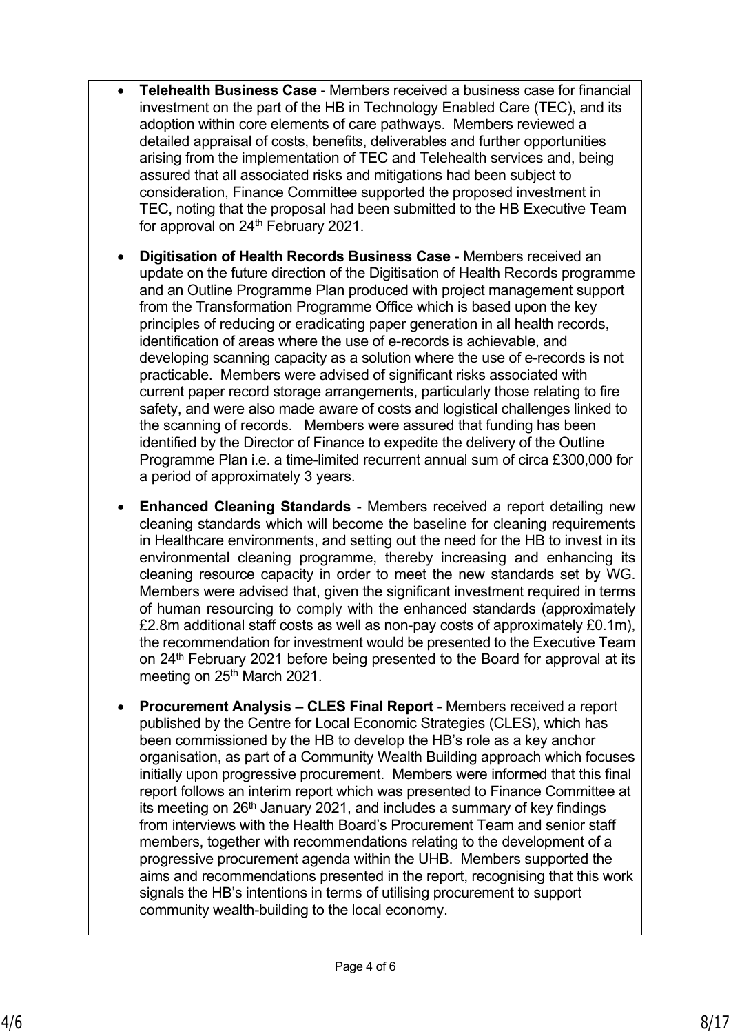- **Telehealth Business Case** - Members received a business case for financial investment on the part of the HB in Technology Enabled Care (TEC), and its adoption within core elements of care pathways. Members reviewed a detailed appraisal of costs, benefits, deliverables and further opportunities arising from the implementation of TEC and Telehealth services and, being assured that all associated risks and mitigations had been subject to consideration, Finance Committee supported the proposed investment in TEC, noting that the proposal had been submitted to the HB Executive Team for approval on 24th February 2021.

- **Digitisation of Health Records Business Case** - Members received an update on the future direction of the Digitisation of Health Records programme and an Outline Programme Plan produced with project management support from the Transformation Programme Office which is based upon the key principles of reducing or eradicating paper generation in all health records, identification of areas where the use of e-records is achievable, and developing scanning capacity as a solution where the use of e-records is not practicable. Members were advised of significant risks associated with current paper record storage arrangements, particularly those relating to fire safety, and were also made aware of costs and logistical challenges linked to the scanning of records. Members were assured that funding has been identified by the Director of Finance to expedite the delivery of the Outline Programme Plan i.e. a time-limited recurrent annual sum of circa £300,000 for a period of approximately 3 years.

- **Enhanced Cleaning Standards** - Members received a report detailing new cleaning standards which will become the baseline for cleaning requirements in Healthcare environments, and setting out the need for the HB to invest in its environmental cleaning programme, thereby increasing and enhancing its cleaning resource capacity in order to meet the new standards set by WG. Members were advised that, given the significant investment required in terms of human resourcing to comply with the enhanced standards (approximately £2.8m additional staff costs as well as non-pay costs of approximately £0.1m), the recommendation for investment would be presented to the Executive Team on 24th February 2021 before being presented to the Board for approval at its meeting on 25th March 2021.

- **Procurement Analysis – CLES Final Report** - Members received a report published by the Centre for Local Economic Strategies (CLES), which has been commissioned by the HB to develop the HB's role as a key anchor organisation, as part of a Community Wealth Building approach which focuses initially upon progressive procurement. Members were informed that this final report follows an interim report which was presented to Finance Committee at its meeting on 26th January 2021, and includes a summary of key findings from interviews with the Health Board's Procurement Team and senior staff members, together with recommendations relating to the development of a progressive procurement agenda within the UHB. Members supported the aims and recommendations presented in the report, recognising that this work signals the HB's intentions in terms of utilising procurement to support community wealth-building to the local economy.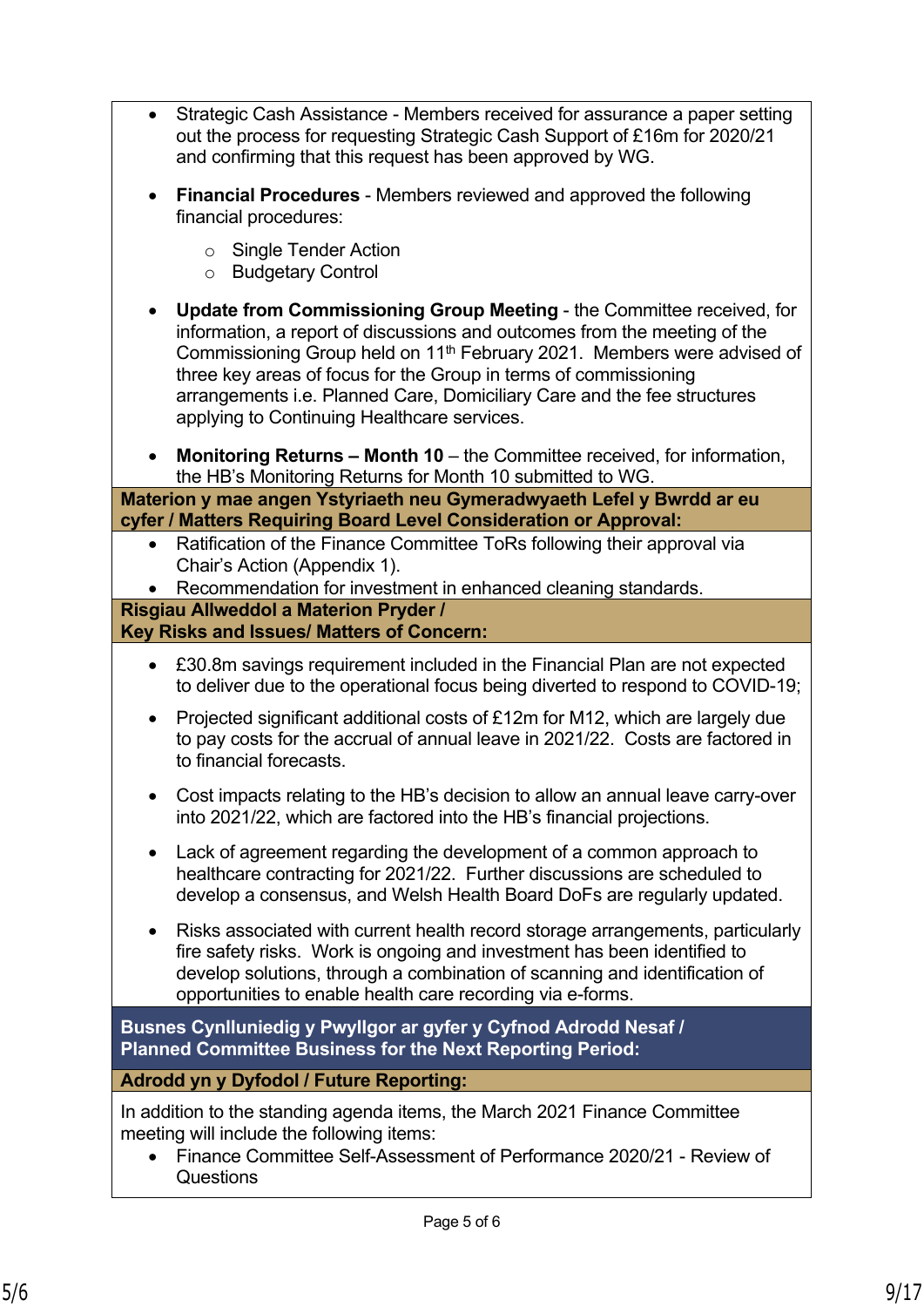- Strategic Cash Assistance - Members received for assurance a paper setting out the process for requesting Strategic Cash Support of £16m for 2020/21 and confirming that this request has been approved by WG.

- **Financial Procedures** - Members reviewed and approved the following financial procedures:
  - Single Tender Action
  - Budgetary Control

- **Update from Commissioning Group Meeting** - the Committee received, for information, a report of discussions and outcomes from the meeting of the Commissioning Group held on 11th February 2021. Members were advised of three key areas of focus for the Group in terms of commissioning arrangements i.e. Planned Care, Domiciliary Care and the fee structures applying to Continuing Healthcare services.

- **Monitoring Returns – Month 10** – the Committee received, for information, the HB's Monitoring Returns for Month 10 submitted to WG.

**Materion y mae angen Ystyriaeth neu Gymeradwyaeth Lefel y Bwrdd ar eu cyfer / Matters Requiring Board Level Consideration or Approval:**

- Ratification of the Finance Committee ToRs following their approval via Chair's Action (Appendix 1).
- Recommendation for investment in enhanced cleaning standards.

**Risgiau Allweddol a Materion Pryder /**
**Key Risks and Issues/ Matters of Concern:**

- £30.8m savings requirement included in the Financial Plan are not expected to deliver due to the operational focus being diverted to respond to COVID-19;

- Projected significant additional costs of £12m for M12, which are largely due to pay costs for the accrual of annual leave in 2021/22. Costs are factored in to financial forecasts.

- Cost impacts relating to the HB's decision to allow an annual leave carry-over into 2021/22, which are factored into the HB's financial projections.

- Lack of agreement regarding the development of a common approach to healthcare contracting for 2021/22. Further discussions are scheduled to develop a consensus, and Welsh Health Board DoFs are regularly updated.

- Risks associated with current health record storage arrangements, particularly fire safety risks. Work is ongoing and investment has been identified to develop solutions, through a combination of scanning and identification of opportunities to enable health care recording via e-forms.

**Busnes Cynlluniedig y Pwyllgor ar gyfer y Cyfnod Adrodd Nesaf /**
**Planned Committee Business for the Next Reporting Period:**

**Adrodd yn y Dyfodol / Future Reporting:**

In addition to the standing agenda items, the March 2021 Finance Committee meeting will include the following items:

- Finance Committee Self-Assessment of Performance 2020/21 - Review of Questions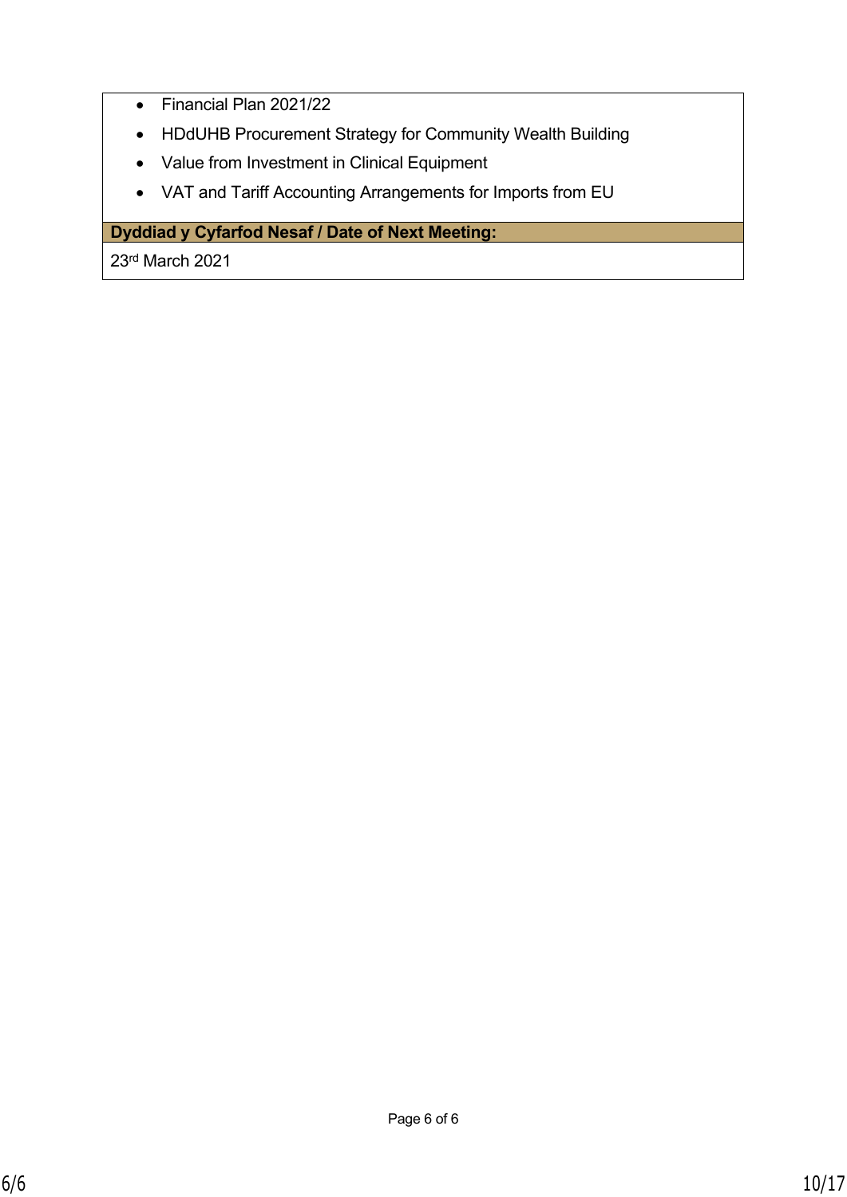- Financial Plan 2021/22
- HDdUHB Procurement Strategy for Community Wealth Building
- Value from Investment in Clinical Equipment
- VAT and Tariff Accounting Arrangements for Imports from EU

**Dyddiad y Cyfarfod Nesaf / Date of Next Meeting:**

23rd March 2021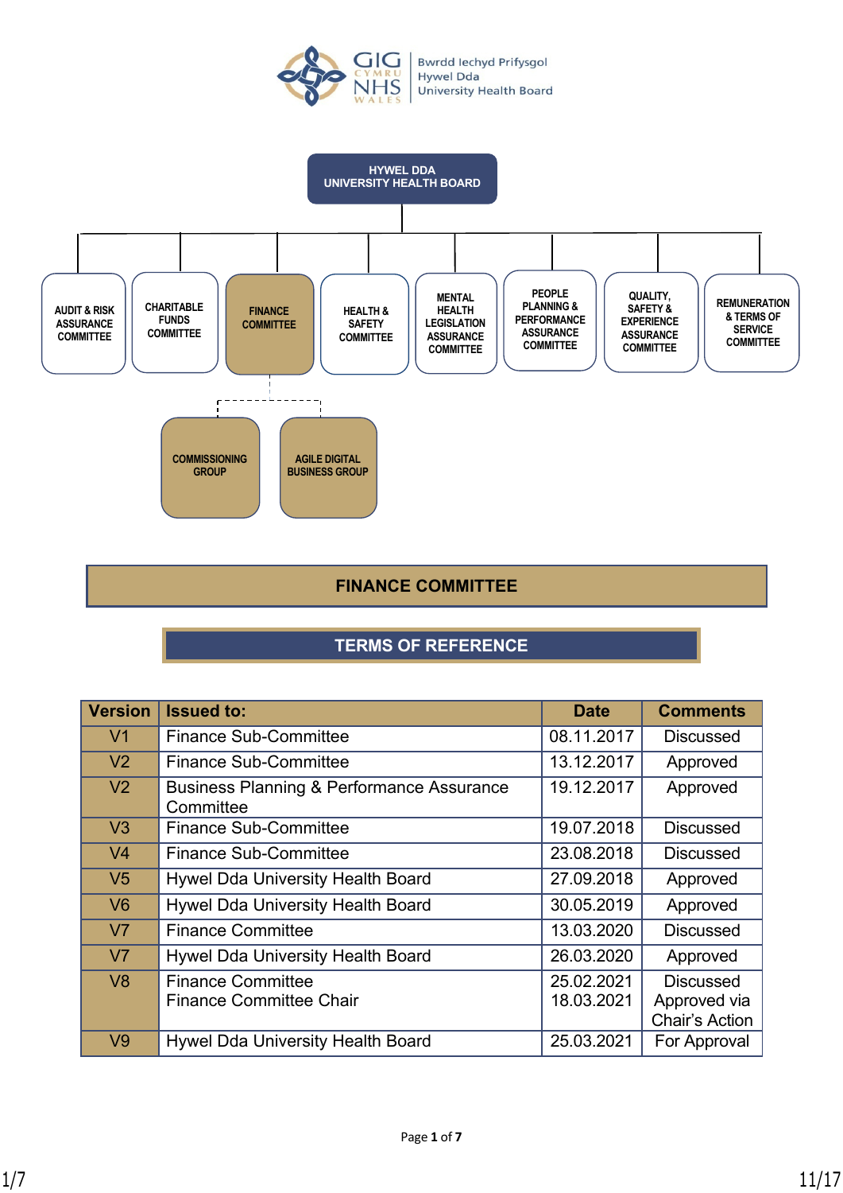GIG CYMRU NHS WALES | Bwrdd Iechyd Prifysgol Hywel Dda University Health Board

HYWEL DDA UNIVERSITY HEALTH BOARD

AUDIT & RISK ASSURANCE COMMITTEE | CHARITABLE FUNDS COMMITTEE | FINANCE COMMITTEE | HEALTH & SAFETY COMMITTEE | MENTAL HEALTH LEGISLATION ASSURANCE COMMITTEE | PEOPLE PLANNING & PERFORMANCE ASSURANCE COMMITTEE | QUALITY, SAFETY & EXPERIENCE ASSURANCE COMMITTEE | REMUNERATION & TERMS OF SERVICE COMMITTEE

COMMISSIONING GROUP | AGILE DIGITAL BUSINESS GROUP

# FINANCE COMMITTEE

## TERMS OF REFERENCE

| Version | Issued to: | Date | Comments |
|---|---|---|---|
| V1 | Finance Sub-Committee | 08.11.2017 | Discussed |
| V2 | Finance Sub-Committee | 13.12.2017 | Approved |
| V2 | Business Planning & Performance Assurance Committee | 19.12.2017 | Approved |
| V3 | Finance Sub-Committee | 19.07.2018 | Discussed |
| V4 | Finance Sub-Committee | 23.08.2018 | Discussed |
| V5 | Hywel Dda University Health Board | 27.09.2018 | Approved |
| V6 | Hywel Dda University Health Board | 30.05.2019 | Approved |
| V7 | Finance Committee | 13.03.2020 | Discussed |
| V7 | Hywel Dda University Health Board | 26.03.2020 | Approved |
| V8 | Finance Committee<br>Finance Committee Chair | 25.02.2021<br>18.03.2021 | Discussed<br>Approved via Chair's Action |
| V9 | Hywel Dda University Health Board | 25.03.2021 | For Approval |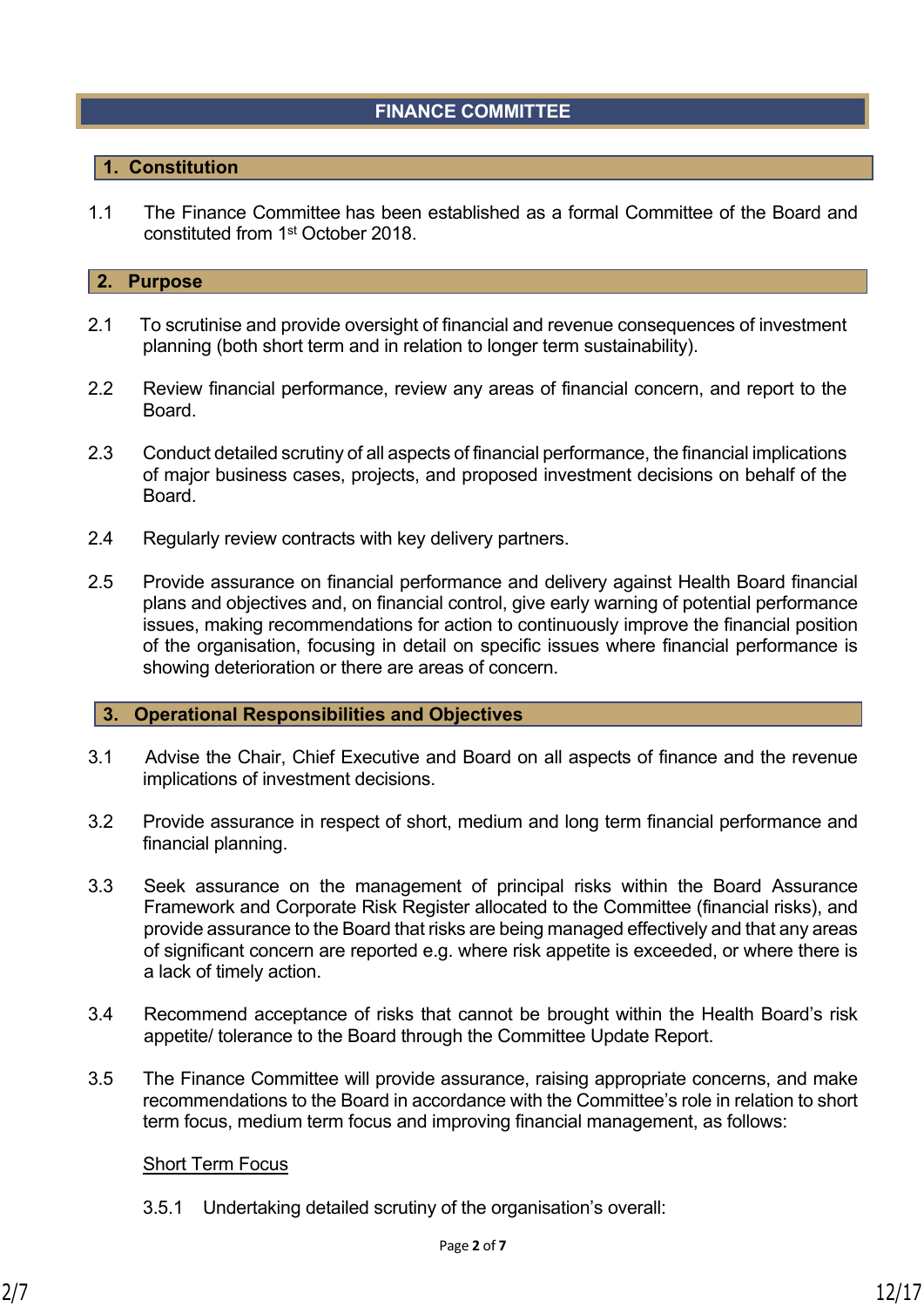# FINANCE COMMITTEE

## 1. Constitution

1.1 The Finance Committee has been established as a formal Committee of the Board and constituted from 1st October 2018.

## 2. Purpose

2.1 To scrutinise and provide oversight of financial and revenue consequences of investment planning (both short term and in relation to longer term sustainability).

2.2 Review financial performance, review any areas of financial concern, and report to the Board.

2.3 Conduct detailed scrutiny of all aspects of financial performance, the financial implications of major business cases, projects, and proposed investment decisions on behalf of the Board.

2.4 Regularly review contracts with key delivery partners.

2.5 Provide assurance on financial performance and delivery against Health Board financial plans and objectives and, on financial control, give early warning of potential performance issues, making recommendations for action to continuously improve the financial position of the organisation, focusing in detail on specific issues where financial performance is showing deterioration or there are areas of concern.

## 3. Operational Responsibilities and Objectives

3.1 Advise the Chair, Chief Executive and Board on all aspects of finance and the revenue implications of investment decisions.

3.2 Provide assurance in respect of short, medium and long term financial performance and financial planning.

3.3 Seek assurance on the management of principal risks within the Board Assurance Framework and Corporate Risk Register allocated to the Committee (financial risks), and provide assurance to the Board that risks are being managed effectively and that any areas of significant concern are reported e.g. where risk appetite is exceeded, or where there is a lack of timely action.

3.4 Recommend acceptance of risks that cannot be brought within the Health Board's risk appetite/ tolerance to the Board through the Committee Update Report.

3.5 The Finance Committee will provide assurance, raising appropriate concerns, and make recommendations to the Board in accordance with the Committee's role in relation to short term focus, medium term focus and improving financial management, as follows:

Short Term Focus

3.5.1 Undertaking detailed scrutiny of the organisation's overall: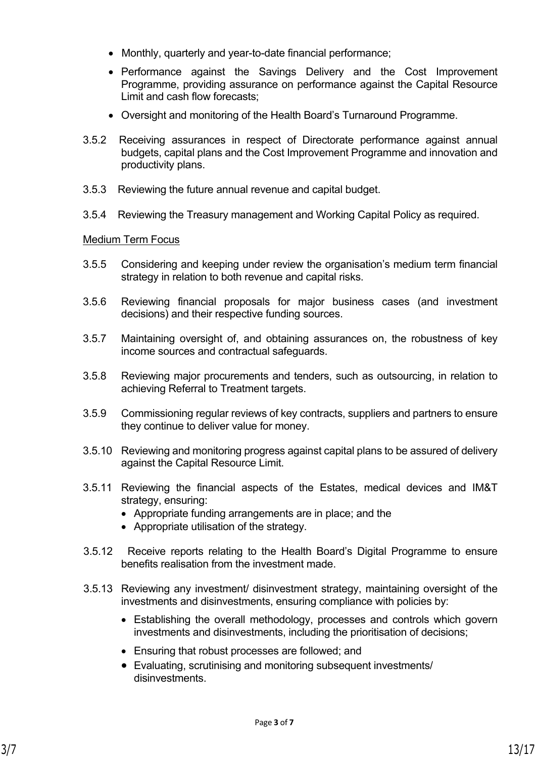- Monthly, quarterly and year-to-date financial performance;
- Performance against the Savings Delivery and the Cost Improvement Programme, providing assurance on performance against the Capital Resource Limit and cash flow forecasts;
- Oversight and monitoring of the Health Board's Turnaround Programme.

3.5.2 Receiving assurances in respect of Directorate performance against annual budgets, capital plans and the Cost Improvement Programme and innovation and productivity plans.

3.5.3 Reviewing the future annual revenue and capital budget.

3.5.4 Reviewing the Treasury management and Working Capital Policy as required.

<u>Medium Term Focus</u>

3.5.5 Considering and keeping under review the organisation's medium term financial strategy in relation to both revenue and capital risks.

3.5.6 Reviewing financial proposals for major business cases (and investment decisions) and their respective funding sources.

3.5.7 Maintaining oversight of, and obtaining assurances on, the robustness of key income sources and contractual safeguards.

3.5.8 Reviewing major procurements and tenders, such as outsourcing, in relation to achieving Referral to Treatment targets.

3.5.9 Commissioning regular reviews of key contracts, suppliers and partners to ensure they continue to deliver value for money.

3.5.10 Reviewing and monitoring progress against capital plans to be assured of delivery against the Capital Resource Limit.

3.5.11 Reviewing the financial aspects of the Estates, medical devices and IM&T strategy, ensuring:

- Appropriate funding arrangements are in place; and the
- Appropriate utilisation of the strategy.

3.5.12 Receive reports relating to the Health Board's Digital Programme to ensure benefits realisation from the investment made.

3.5.13 Reviewing any investment/ disinvestment strategy, maintaining oversight of the investments and disinvestments, ensuring compliance with policies by:

- Establishing the overall methodology, processes and controls which govern investments and disinvestments, including the prioritisation of decisions;
- Ensuring that robust processes are followed; and
- Evaluating, scrutinising and monitoring subsequent investments/ disinvestments.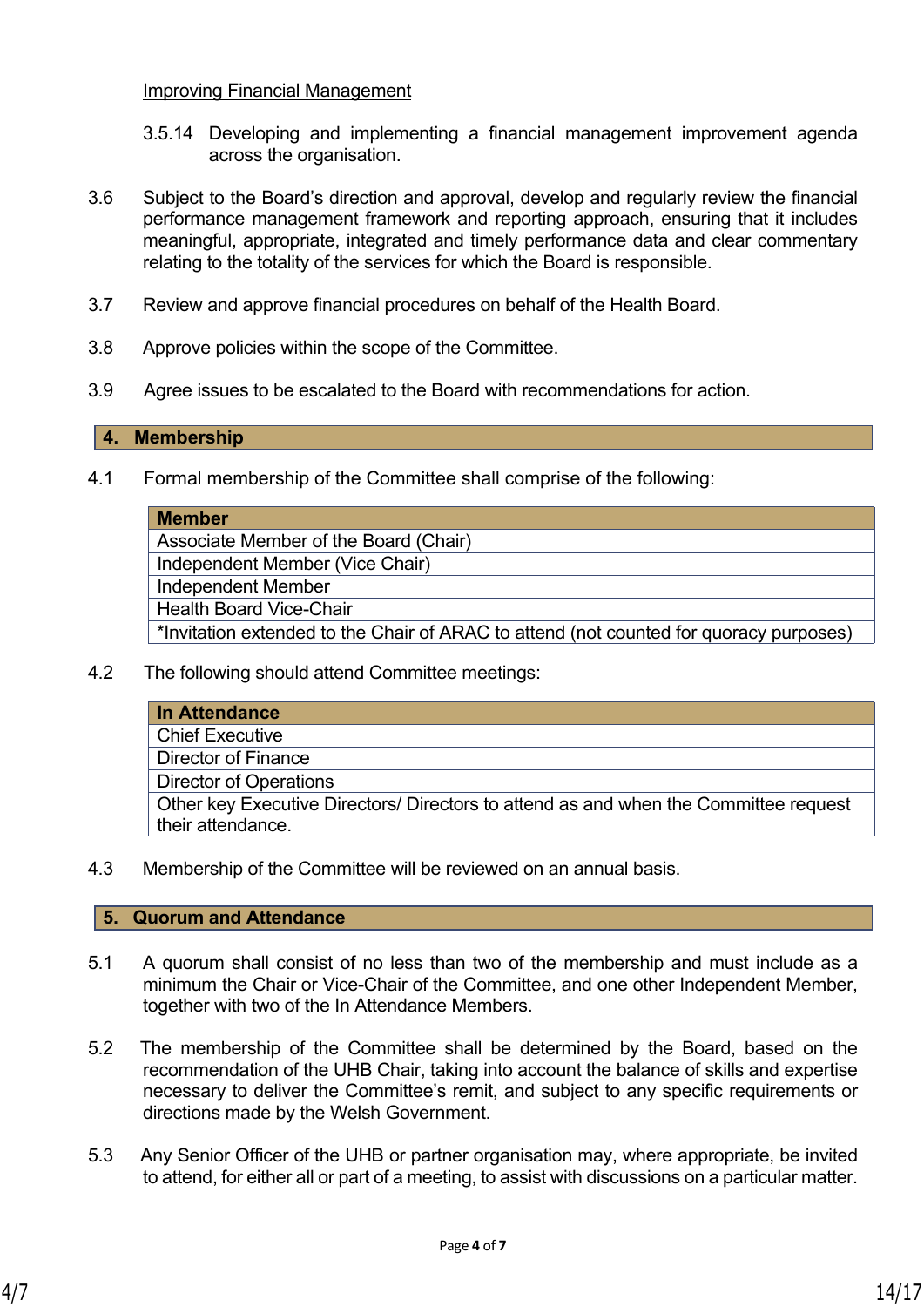Improving Financial Management

3.5.14 Developing and implementing a financial management improvement agenda across the organisation.

3.6 Subject to the Board's direction and approval, develop and regularly review the financial performance management framework and reporting approach, ensuring that it includes meaningful, appropriate, integrated and timely performance data and clear commentary relating to the totality of the services for which the Board is responsible.

3.7 Review and approve financial procedures on behalf of the Health Board.

3.8 Approve policies within the scope of the Committee.

3.9 Agree issues to be escalated to the Board with recommendations for action.

## 4. Membership

4.1 Formal membership of the Committee shall comprise of the following:

| Member |
|---|
| Associate Member of the Board (Chair) |
| Independent Member (Vice Chair) |
| Independent Member |
| Health Board Vice-Chair |
| *Invitation extended to the Chair of ARAC to attend (not counted for quoracy purposes) |

4.2 The following should attend Committee meetings:

| In Attendance |
|---|
| Chief Executive |
| Director of Finance |
| Director of Operations |
| Other key Executive Directors/ Directors to attend as and when the Committee request their attendance. |

4.3 Membership of the Committee will be reviewed on an annual basis.

## 5. Quorum and Attendance

5.1 A quorum shall consist of no less than two of the membership and must include as a minimum the Chair or Vice-Chair of the Committee, and one other Independent Member, together with two of the In Attendance Members.

5.2 The membership of the Committee shall be determined by the Board, based on the recommendation of the UHB Chair, taking into account the balance of skills and expertise necessary to deliver the Committee's remit, and subject to any specific requirements or directions made by the Welsh Government.

5.3 Any Senior Officer of the UHB or partner organisation may, where appropriate, be invited to attend, for either all or part of a meeting, to assist with discussions on a particular matter.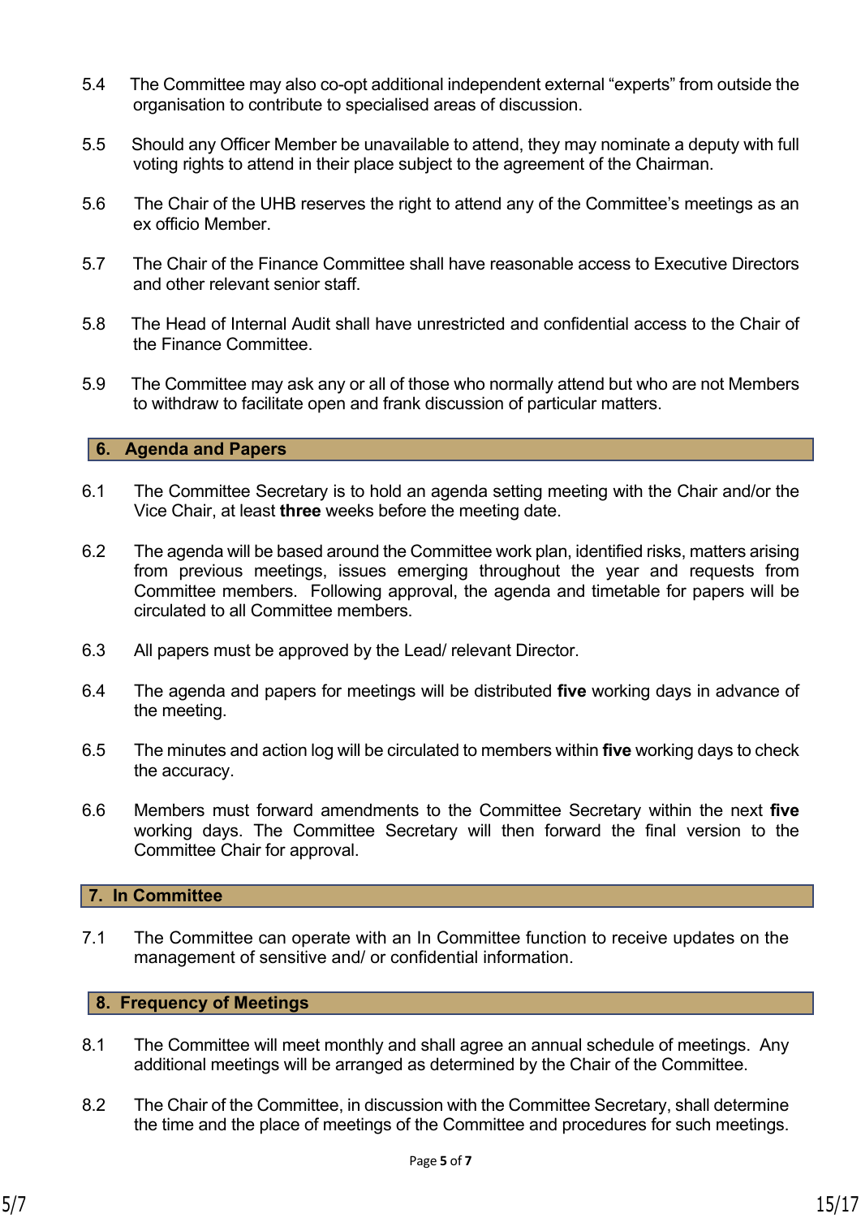5.4 The Committee may also co-opt additional independent external “experts” from outside the organisation to contribute to specialised areas of discussion.

5.5 Should any Officer Member be unavailable to attend, they may nominate a deputy with full voting rights to attend in their place subject to the agreement of the Chairman.

5.6 The Chair of the UHB reserves the right to attend any of the Committee’s meetings as an ex officio Member.

5.7 The Chair of the Finance Committee shall have reasonable access to Executive Directors and other relevant senior staff.

5.8 The Head of Internal Audit shall have unrestricted and confidential access to the Chair of the Finance Committee.

5.9 The Committee may ask any or all of those who normally attend but who are not Members to withdraw to facilitate open and frank discussion of particular matters.

## 6. Agenda and Papers

6.1 The Committee Secretary is to hold an agenda setting meeting with the Chair and/or the Vice Chair, at least **three** weeks before the meeting date.

6.2 The agenda will be based around the Committee work plan, identified risks, matters arising from previous meetings, issues emerging throughout the year and requests from Committee members. Following approval, the agenda and timetable for papers will be circulated to all Committee members.

6.3 All papers must be approved by the Lead/ relevant Director.

6.4 The agenda and papers for meetings will be distributed **five** working days in advance of the meeting.

6.5 The minutes and action log will be circulated to members within **five** working days to check the accuracy.

6.6 Members must forward amendments to the Committee Secretary within the next **five** working days. The Committee Secretary will then forward the final version to the Committee Chair for approval.

## 7. In Committee

7.1 The Committee can operate with an In Committee function to receive updates on the management of sensitive and/ or confidential information.

## 8. Frequency of Meetings

8.1 The Committee will meet monthly and shall agree an annual schedule of meetings. Any additional meetings will be arranged as determined by the Chair of the Committee.

8.2 The Chair of the Committee, in discussion with the Committee Secretary, shall determine the time and the place of meetings of the Committee and procedures for such meetings.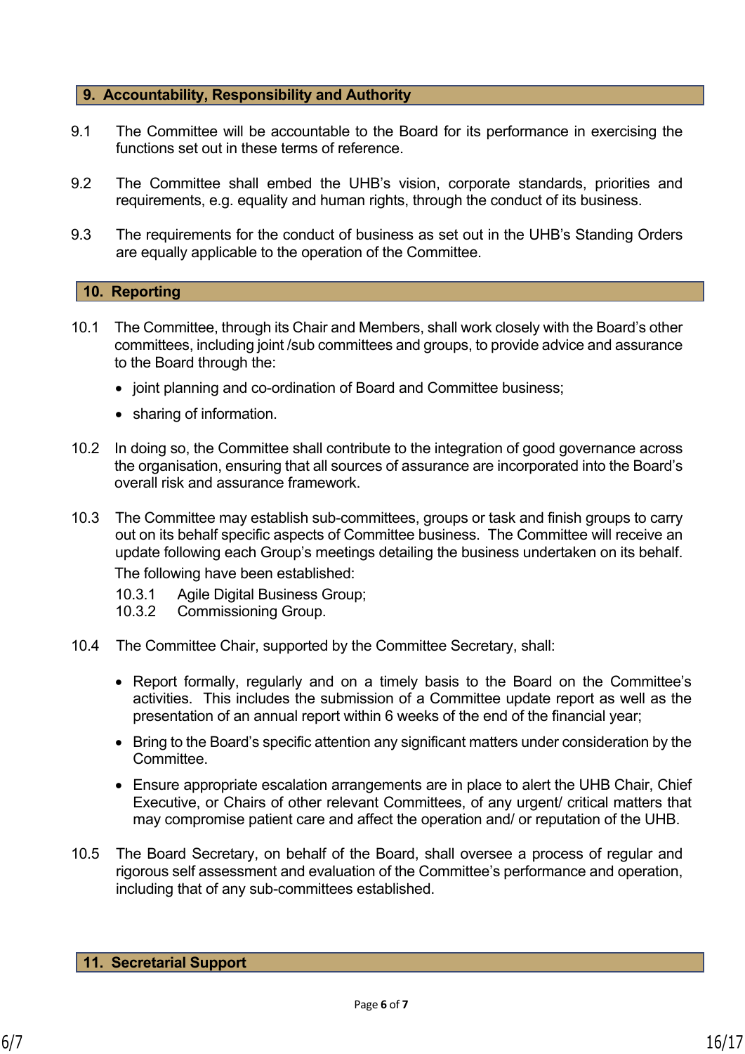## 9. Accountability, Responsibility and Authority

9.1 The Committee will be accountable to the Board for its performance in exercising the functions set out in these terms of reference.

9.2 The Committee shall embed the UHB's vision, corporate standards, priorities and requirements, e.g. equality and human rights, through the conduct of its business.

9.3 The requirements for the conduct of business as set out in the UHB's Standing Orders are equally applicable to the operation of the Committee.

## 10. Reporting

10.1 The Committee, through its Chair and Members, shall work closely with the Board's other committees, including joint /sub committees and groups, to provide advice and assurance to the Board through the:

- joint planning and co-ordination of Board and Committee business;
- sharing of information.

10.2 In doing so, the Committee shall contribute to the integration of good governance across the organisation, ensuring that all sources of assurance are incorporated into the Board's overall risk and assurance framework.

10.3 The Committee may establish sub-committees, groups or task and finish groups to carry out on its behalf specific aspects of Committee business. The Committee will receive an update following each Group's meetings detailing the business undertaken on its behalf. The following have been established:

10.3.1 Agile Digital Business Group;
10.3.2 Commissioning Group.

10.4 The Committee Chair, supported by the Committee Secretary, shall:

- Report formally, regularly and on a timely basis to the Board on the Committee's activities. This includes the submission of a Committee update report as well as the presentation of an annual report within 6 weeks of the end of the financial year;
- Bring to the Board's specific attention any significant matters under consideration by the Committee.
- Ensure appropriate escalation arrangements are in place to alert the UHB Chair, Chief Executive, or Chairs of other relevant Committees, of any urgent/ critical matters that may compromise patient care and affect the operation and/ or reputation of the UHB.

10.5 The Board Secretary, on behalf of the Board, shall oversee a process of regular and rigorous self assessment and evaluation of the Committee's performance and operation, including that of any sub-committees established.

## 11. Secretarial Support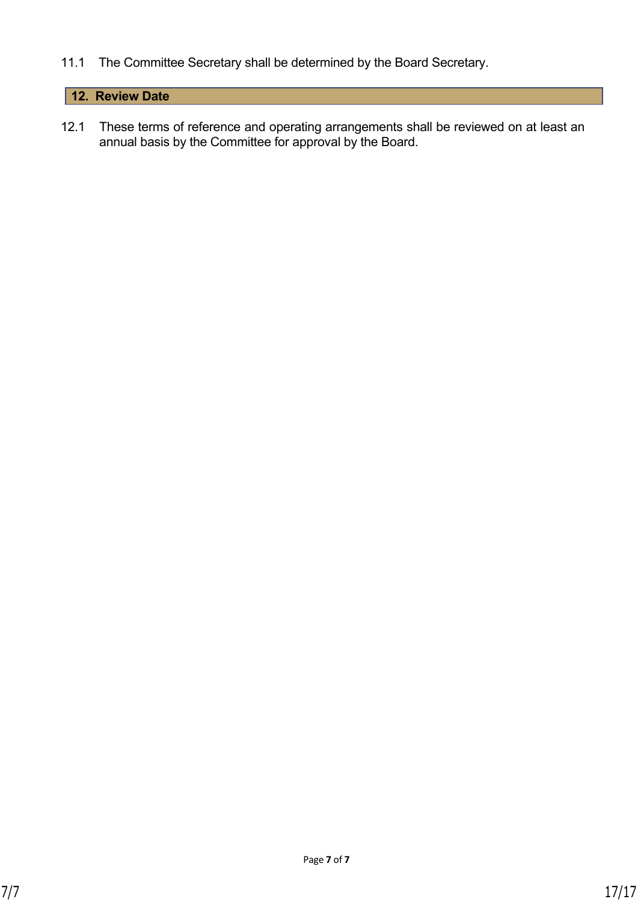11.1 The Committee Secretary shall be determined by the Board Secretary.

## 12. Review Date

12.1 These terms of reference and operating arrangements shall be reviewed on at least an annual basis by the Committee for approval by the Board.